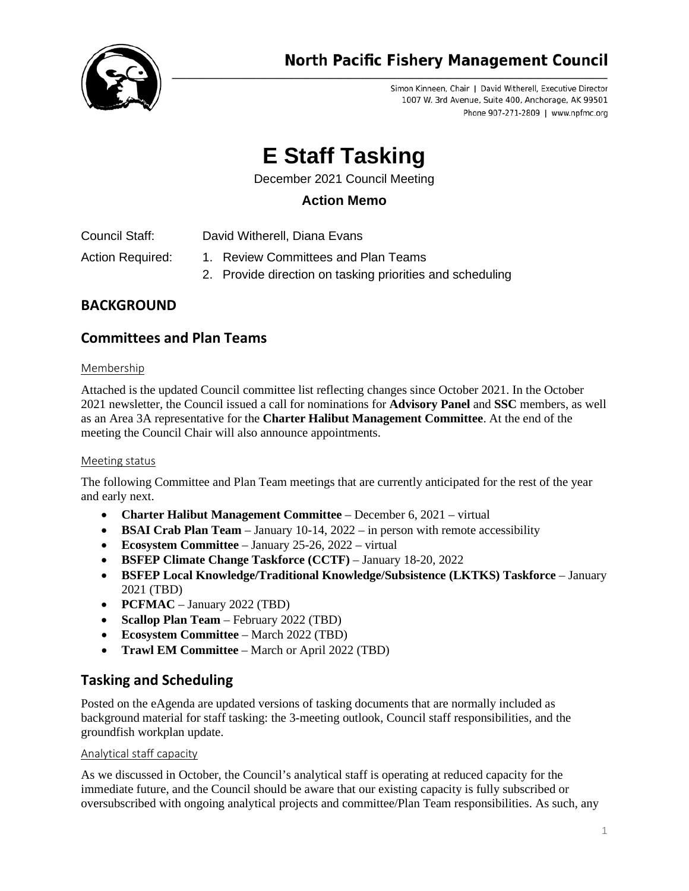# North Pacific Fishery Management Council

Simon Kinneen, Chair | David Witherell, Executive Director
1007 W. 3rd Avenue, Suite 400, Anchorage, AK 99501
Phone 907-271-2809 | www.npfmc.org

# E Staff Tasking

December 2021 Council Meeting

**Action Memo**

Council Staff: David Witherell, Diana Evans

Action Required:
1. Review Committees and Plan Teams
2. Provide direction on tasking priorities and scheduling

## BACKGROUND

## Committees and Plan Teams

### Membership

Attached is the updated Council committee list reflecting changes since October 2021. In the October 2021 newsletter, the Council issued a call for nominations for **Advisory Panel** and **SSC** members, as well as an Area 3A representative for the **Charter Halibut Management Committee**. At the end of the meeting the Council Chair will also announce appointments.

### Meeting status

The following Committee and Plan Team meetings that are currently anticipated for the rest of the year and early next.

- **Charter Halibut Management Committee** – December 6, 2021 – virtual
- **BSAI Crab Plan Team** – January 10-14, 2022 – in person with remote accessibility
- **Ecosystem Committee** – January 25-26, 2022 – virtual
- **BSFEP Climate Change Taskforce (CCTF)** – January 18-20, 2022
- **BSFEP Local Knowledge/Traditional Knowledge/Subsistence (LKTKS) Taskforce** – January 2021 (TBD)
- **PCFMAC** – January 2022 (TBD)
- **Scallop Plan Team** – February 2022 (TBD)
- **Ecosystem Committee** – March 2022 (TBD)
- **Trawl EM Committee** – March or April 2022 (TBD)

## Tasking and Scheduling

Posted on the eAgenda are updated versions of tasking documents that are normally included as background material for staff tasking: the 3-meeting outlook, Council staff responsibilities, and the groundfish workplan update.

### Analytical staff capacity

As we discussed in October, the Council's analytical staff is operating at reduced capacity for the immediate future, and the Council should be aware that our existing capacity is fully subscribed or oversubscribed with ongoing analytical projects and committee/Plan Team responsibilities. As such, any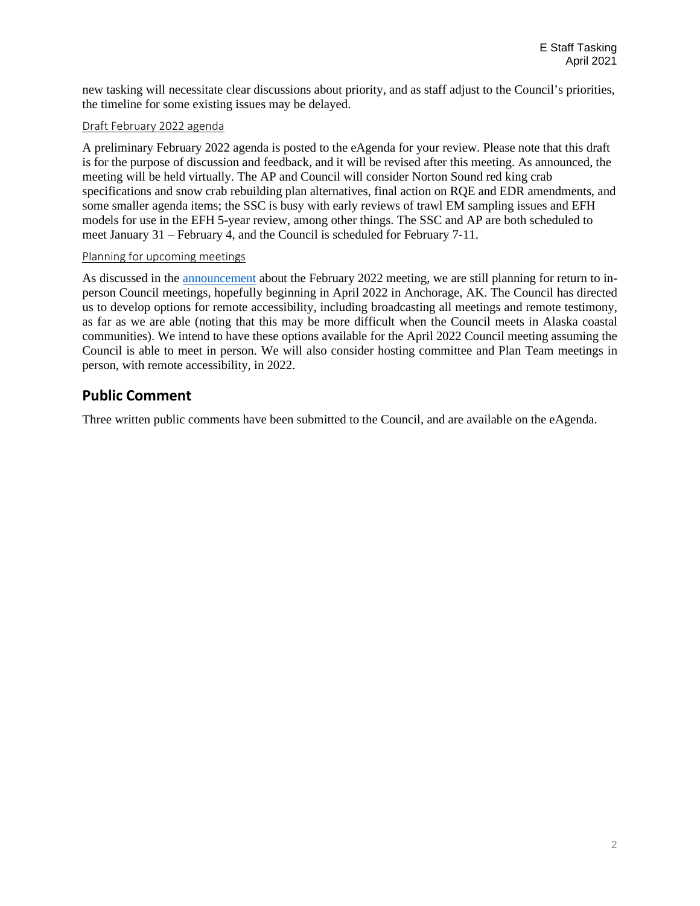new tasking will necessitate clear discussions about priority, and as staff adjust to the Council's priorities, the timeline for some existing issues may be delayed.

### Draft February 2022 agenda

A preliminary February 2022 agenda is posted to the eAgenda for your review. Please note that this draft is for the purpose of discussion and feedback, and it will be revised after this meeting. As announced, the meeting will be held virtually. The AP and Council will consider Norton Sound red king crab specifications and snow crab rebuilding plan alternatives, final action on RQE and EDR amendments, and some smaller agenda items; the SSC is busy with early reviews of trawl EM sampling issues and EFH models for use in the EFH 5-year review, among other things. The SSC and AP are both scheduled to meet January 31 – February 4, and the Council is scheduled for February 7-11.

### Planning for upcoming meetings

As discussed in the announcement about the February 2022 meeting, we are still planning for return to in-person Council meetings, hopefully beginning in April 2022 in Anchorage, AK. The Council has directed us to develop options for remote accessibility, including broadcasting all meetings and remote testimony, as far as we are able (noting that this may be more difficult when the Council meets in Alaska coastal communities). We intend to have these options available for the April 2022 Council meeting assuming the Council is able to meet in person. We will also consider hosting committee and Plan Team meetings in person, with remote accessibility, in 2022.

## Public Comment

Three written public comments have been submitted to the Council, and are available on the eAgenda.